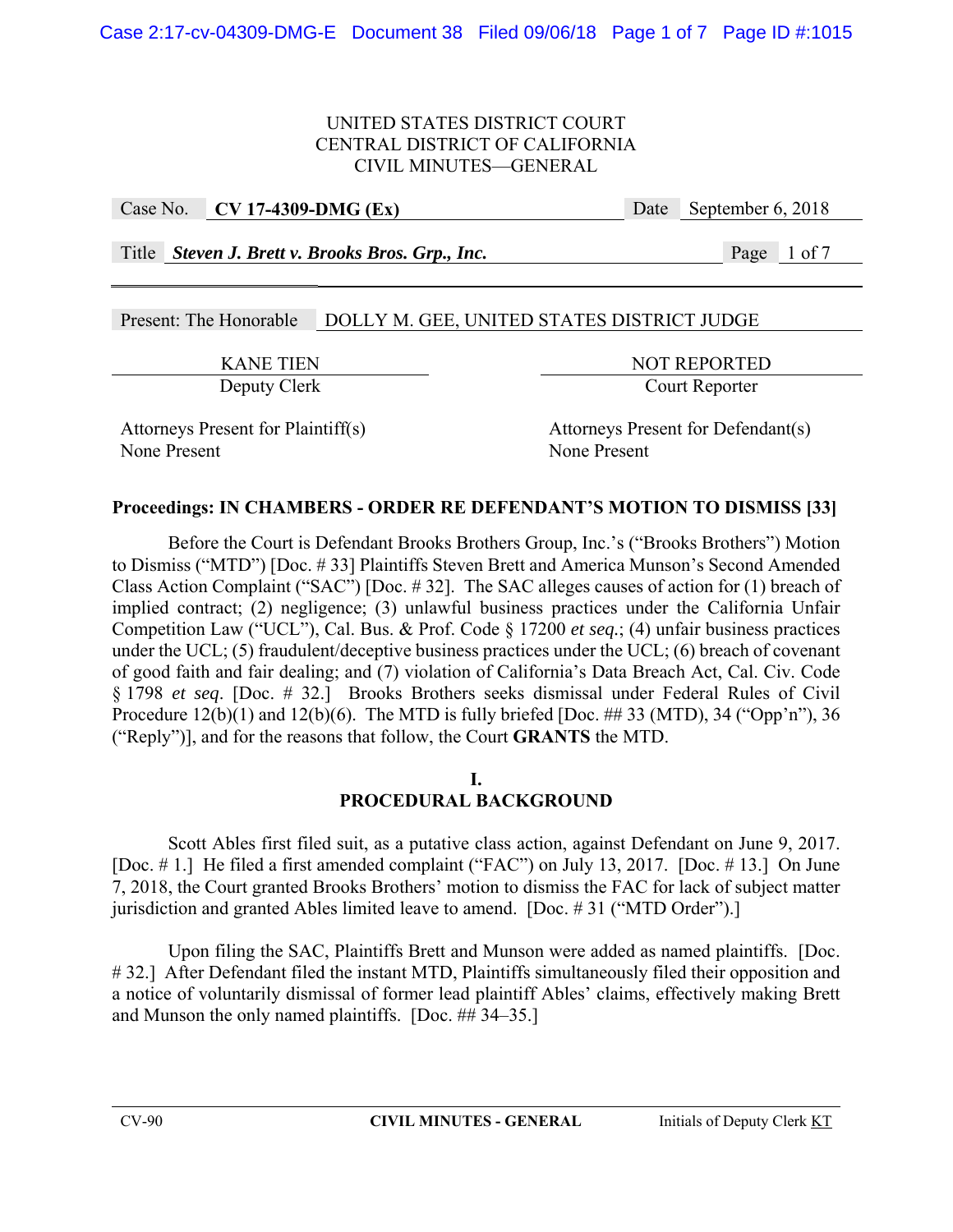UNITED STATES DISTRICT COURT
CENTRAL DISTRICT OF CALIFORNIA
CIVIL MINUTES—GENERAL

| Case No. | **CV 17-4309-DMG (Ex)** | Date | September 6, 2018 |
|---|---|---|---|
| Title | ***Steven J. Brett v. Brooks Bros. Grp., Inc.*** | | |

Present: The Honorable DOLLY M. GEE, UNITED STATES DISTRICT JUDGE

| KANE TIEN | NOT REPORTED |
|---|---|
| Deputy Clerk | Court Reporter |

| Attorneys Present for Plaintiff(s) | Attorneys Present for Defendant(s) |
|---|---|
| None Present | None Present |

**Proceedings: IN CHAMBERS - ORDER RE DEFENDANT'S MOTION TO DISMISS [33]**

Before the Court is Defendant Brooks Brothers Group, Inc.'s ("Brooks Brothers") Motion to Dismiss ("MTD") [Doc. # 33] Plaintiffs Steven Brett and America Munson's Second Amended Class Action Complaint ("SAC") [Doc. # 32]. The SAC alleges causes of action for (1) breach of implied contract; (2) negligence; (3) unlawful business practices under the California Unfair Competition Law ("UCL"), Cal. Bus. & Prof. Code § 17200 *et seq.*; (4) unfair business practices under the UCL; (5) fraudulent/deceptive business practices under the UCL; (6) breach of covenant of good faith and fair dealing; and (7) violation of California's Data Breach Act, Cal. Civ. Code § 1798 *et seq*. [Doc. # 32.] Brooks Brothers seeks dismissal under Federal Rules of Civil Procedure 12(b)(1) and 12(b)(6). The MTD is fully briefed [Doc. ## 33 (MTD), 34 ("Opp'n"), 36 ("Reply")], and for the reasons that follow, the Court **GRANTS** the MTD.

## I.
## PROCEDURAL BACKGROUND

Scott Ables first filed suit, as a putative class action, against Defendant on June 9, 2017. [Doc. # 1.] He filed a first amended complaint ("FAC") on July 13, 2017. [Doc. # 13.] On June 7, 2018, the Court granted Brooks Brothers' motion to dismiss the FAC for lack of subject matter jurisdiction and granted Ables limited leave to amend. [Doc. # 31 ("MTD Order").]

Upon filing the SAC, Plaintiffs Brett and Munson were added as named plaintiffs. [Doc. # 32.] After Defendant filed the instant MTD, Plaintiffs simultaneously filed their opposition and a notice of voluntarily dismissal of former lead plaintiff Ables' claims, effectively making Brett and Munson the only named plaintiffs. [Doc. ## 34–35.]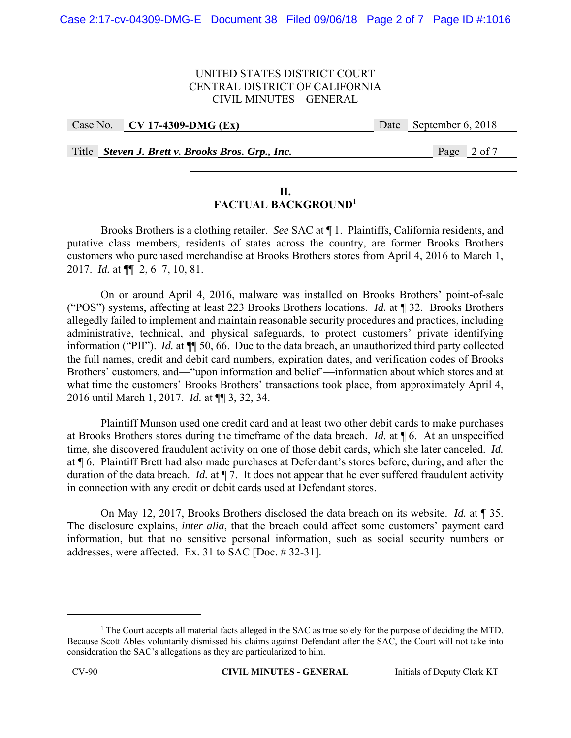## II.
## FACTUAL BACKGROUND[1]

Brooks Brothers is a clothing retailer. *See* SAC at ¶ 1. Plaintiffs, California residents, and putative class members, residents of states across the country, are former Brooks Brothers customers who purchased merchandise at Brooks Brothers stores from April 4, 2016 to March 1, 2017. *Id.* at ¶¶ 2, 6–7, 10, 81.

On or around April 4, 2016, malware was installed on Brooks Brothers' point-of-sale ("POS") systems, affecting at least 223 Brooks Brothers locations. *Id.* at ¶ 32. Brooks Brothers allegedly failed to implement and maintain reasonable security procedures and practices, including administrative, technical, and physical safeguards, to protect customers' private identifying information ("PII"). *Id.* at ¶¶ 50, 66. Due to the data breach, an unauthorized third party collected the full names, credit and debit card numbers, expiration dates, and verification codes of Brooks Brothers' customers, and—"upon information and belief"—information about which stores and at what time the customers' Brooks Brothers' transactions took place, from approximately April 4, 2016 until March 1, 2017. *Id.* at ¶¶ 3, 32, 34.

Plaintiff Munson used one credit card and at least two other debit cards to make purchases at Brooks Brothers stores during the timeframe of the data breach. *Id.* at ¶ 6. At an unspecified time, she discovered fraudulent activity on one of those debit cards, which she later canceled. *Id.* at ¶ 6. Plaintiff Brett had also made purchases at Defendant's stores before, during, and after the duration of the data breach. *Id.* at ¶ 7. It does not appear that he ever suffered fraudulent activity in connection with any credit or debit cards used at Defendant stores.

On May 12, 2017, Brooks Brothers disclosed the data breach on its website. *Id.* at ¶ 35. The disclosure explains, *inter alia*, that the breach could affect some customers' payment card information, but that no sensitive personal information, such as social security numbers or addresses, were affected. Ex. 31 to SAC [Doc. # 32-31].

---

[1] The Court accepts all material facts alleged in the SAC as true solely for the purpose of deciding the MTD. Because Scott Ables voluntarily dismissed his claims against Defendant after the SAC, the Court will not take into consideration the SAC's allegations as they are particularized to him.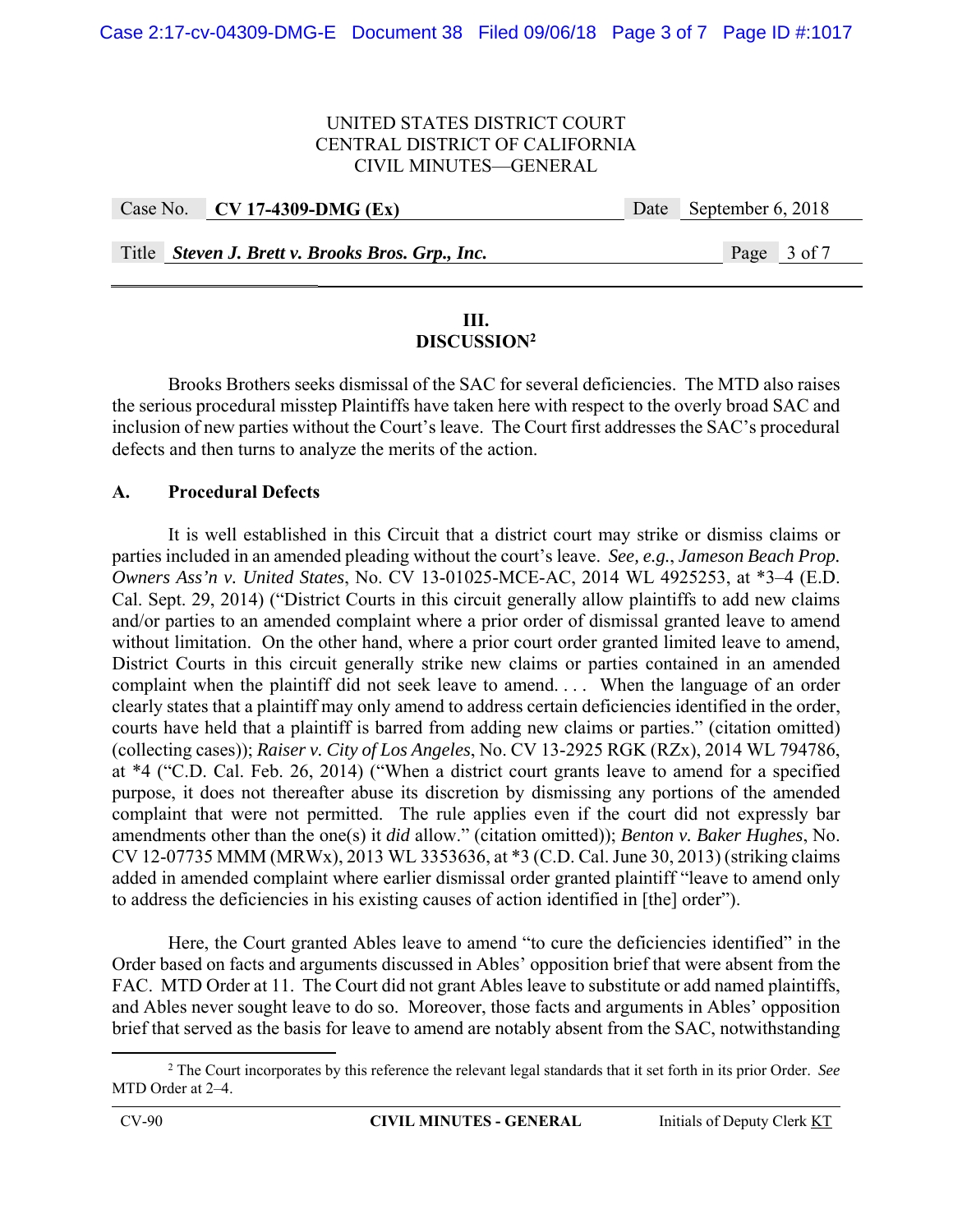## III. DISCUSSION[2]

Brooks Brothers seeks dismissal of the SAC for several deficiencies. The MTD also raises the serious procedural misstep Plaintiffs have taken here with respect to the overly broad SAC and inclusion of new parties without the Court's leave. The Court first addresses the SAC's procedural defects and then turns to analyze the merits of the action.

### A. Procedural Defects

It is well established in this Circuit that a district court may strike or dismiss claims or parties included in an amended pleading without the court's leave. *See, e.g.*, *Jameson Beach Prop. Owners Ass'n v. United States*, No. CV 13-01025-MCE-AC, 2014 WL 4925253, at *3–4 (E.D. Cal. Sept. 29, 2014) ("District Courts in this circuit generally allow plaintiffs to add new claims and/or parties to an amended complaint where a prior order of dismissal granted leave to amend without limitation. On the other hand, where a prior court order granted limited leave to amend, District Courts in this circuit generally strike new claims or parties contained in an amended complaint when the plaintiff did not seek leave to amend. . . . When the language of an order clearly states that a plaintiff may only amend to address certain deficiencies identified in the order, courts have held that a plaintiff is barred from adding new claims or parties." (citation omitted) (collecting cases)); *Raiser v. City of Los Angeles*, No. CV 13-2925 RGK (RZx), 2014 WL 794786, at *4 ("C.D. Cal. Feb. 26, 2014) ("When a district court grants leave to amend for a specified purpose, it does not thereafter abuse its discretion by dismissing any portions of the amended complaint that were not permitted. The rule applies even if the court did not expressly bar amendments other than the one(s) it *did* allow." (citation omitted)); *Benton v. Baker Hughes*, No. CV 12-07735 MMM (MRWx), 2013 WL 3353636, at *3 (C.D. Cal. June 30, 2013) (striking claims added in amended complaint where earlier dismissal order granted plaintiff "leave to amend only to address the deficiencies in his existing causes of action identified in [the] order").

Here, the Court granted Ables leave to amend "to cure the deficiencies identified" in the Order based on facts and arguments discussed in Ables' opposition brief that were absent from the FAC. MTD Order at 11. The Court did not grant Ables leave to substitute or add named plaintiffs, and Ables never sought leave to do so. Moreover, those facts and arguments in Ables' opposition brief that served as the basis for leave to amend are notably absent from the SAC, notwithstanding

[2] The Court incorporates by this reference the relevant legal standards that it set forth in its prior Order. *See* MTD Order at 2–4.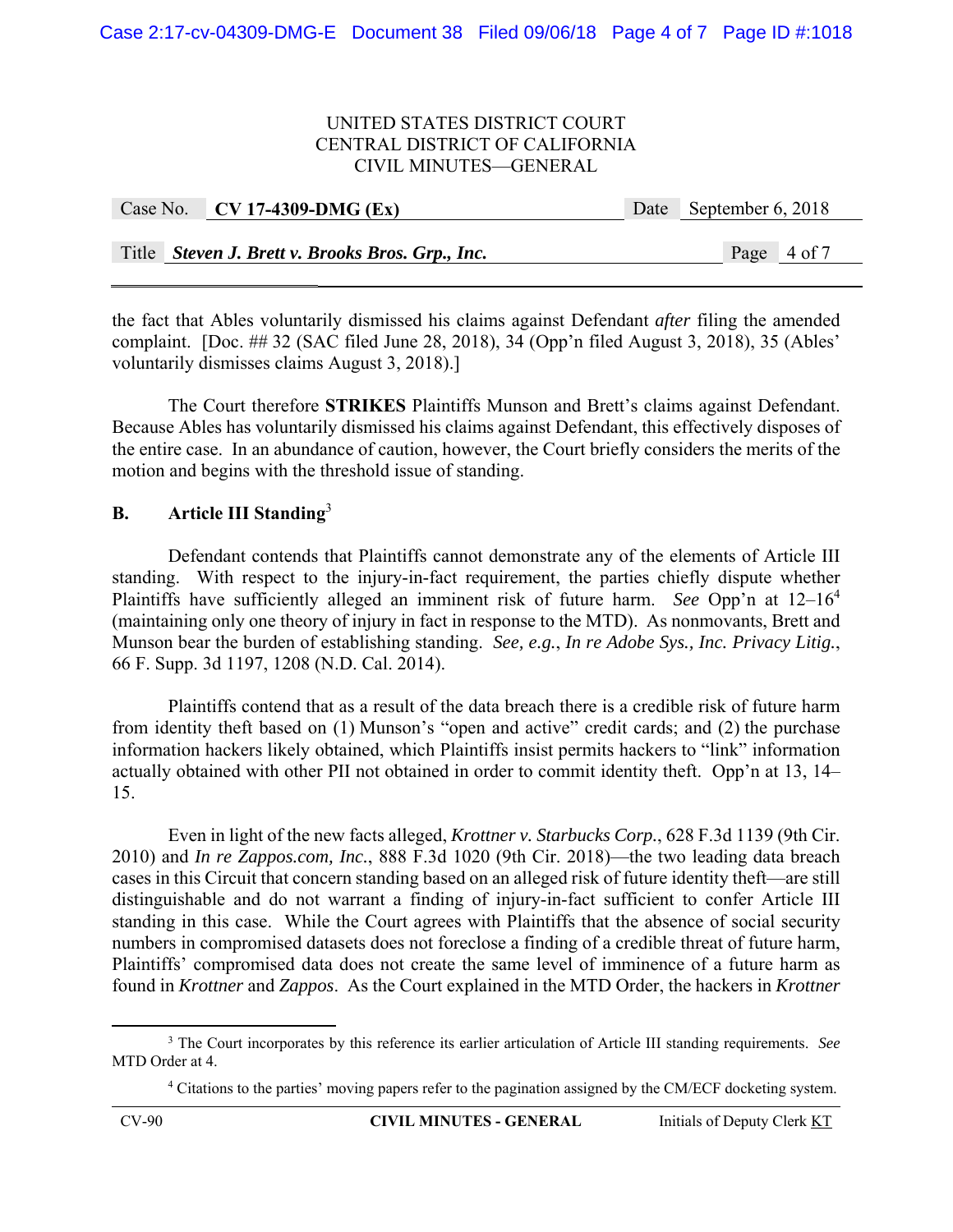the fact that Ables voluntarily dismissed his claims against Defendant *after* filing the amended complaint. [Doc. ## 32 (SAC filed June 28, 2018), 34 (Opp'n filed August 3, 2018), 35 (Ables' voluntarily dismisses claims August 3, 2018).]

The Court therefore **STRIKES** Plaintiffs Munson and Brett's claims against Defendant. Because Ables has voluntarily dismissed his claims against Defendant, this effectively disposes of the entire case. In an abundance of caution, however, the Court briefly considers the merits of the motion and begins with the threshold issue of standing.

## B. Article III Standing[3]

Defendant contends that Plaintiffs cannot demonstrate any of the elements of Article III standing. With respect to the injury-in-fact requirement, the parties chiefly dispute whether Plaintiffs have sufficiently alleged an imminent risk of future harm. *See* Opp'n at 12–16[4] (maintaining only one theory of injury in fact in response to the MTD). As nonmovants, Brett and Munson bear the burden of establishing standing. *See, e.g.*, *In re Adobe Sys., Inc. Privacy Litig.*, 66 F. Supp. 3d 1197, 1208 (N.D. Cal. 2014).

Plaintiffs contend that as a result of the data breach there is a credible risk of future harm from identity theft based on (1) Munson's "open and active" credit cards; and (2) the purchase information hackers likely obtained, which Plaintiffs insist permits hackers to "link" information actually obtained with other PII not obtained in order to commit identity theft. Opp'n at 13, 14–15.

Even in light of the new facts alleged, *Krottner v. Starbucks Corp.*, 628 F.3d 1139 (9th Cir. 2010) and *In re Zappos.com, Inc.*, 888 F.3d 1020 (9th Cir. 2018)—the two leading data breach cases in this Circuit that concern standing based on an alleged risk of future identity theft—are still distinguishable and do not warrant a finding of injury-in-fact sufficient to confer Article III standing in this case. While the Court agrees with Plaintiffs that the absence of social security numbers in compromised datasets does not foreclose a finding of a credible threat of future harm, Plaintiffs' compromised data does not create the same level of imminence of a future harm as found in *Krottner* and *Zappos*. As the Court explained in the MTD Order, the hackers in *Krottner*

---

[3] The Court incorporates by this reference its earlier articulation of Article III standing requirements. *See* MTD Order at 4.

[4] Citations to the parties' moving papers refer to the pagination assigned by the CM/ECF docketing system.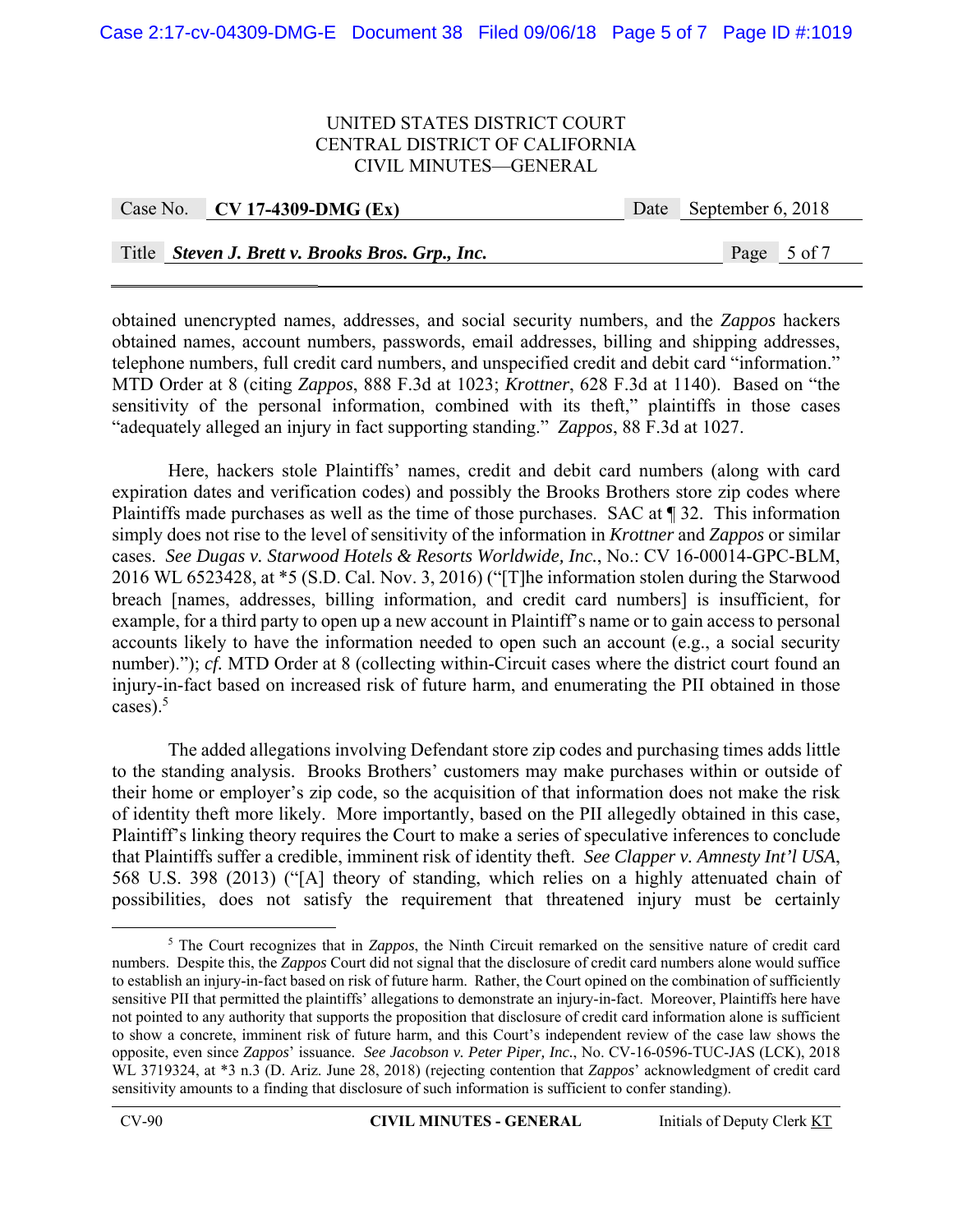obtained unencrypted names, addresses, and social security numbers, and the *Zappos* hackers obtained names, account numbers, passwords, email addresses, billing and shipping addresses, telephone numbers, full credit card numbers, and unspecified credit and debit card "information." MTD Order at 8 (citing *Zappos*, 888 F.3d at 1023; *Krottner*, 628 F.3d at 1140). Based on "the sensitivity of the personal information, combined with its theft," plaintiffs in those cases "adequately alleged an injury in fact supporting standing." *Zappos*, 88 F.3d at 1027.

Here, hackers stole Plaintiffs' names, credit and debit card numbers (along with card expiration dates and verification codes) and possibly the Brooks Brothers store zip codes where Plaintiffs made purchases as well as the time of those purchases. SAC at ¶ 32. This information simply does not rise to the level of sensitivity of the information in *Krottner* and *Zappos* or similar cases. *See Dugas v. Starwood Hotels & Resorts Worldwide, Inc.*, No.: CV 16-00014-GPC-BLM, 2016 WL 6523428, at *5 (S.D. Cal. Nov. 3, 2016) ("[T]he information stolen during the Starwood breach [names, addresses, billing information, and credit card numbers] is insufficient, for example, for a third party to open up a new account in Plaintiff's name or to gain access to personal accounts likely to have the information needed to open such an account (e.g., a social security number)."); *cf.* MTD Order at 8 (collecting within-Circuit cases where the district court found an injury-in-fact based on increased risk of future harm, and enumerating the PII obtained in those cases).[5]

The added allegations involving Defendant store zip codes and purchasing times adds little to the standing analysis. Brooks Brothers' customers may make purchases within or outside of their home or employer's zip code, so the acquisition of that information does not make the risk of identity theft more likely. More importantly, based on the PII allegedly obtained in this case, Plaintiff's linking theory requires the Court to make a series of speculative inferences to conclude that Plaintiffs suffer a credible, imminent risk of identity theft. *See Clapper v. Amnesty Int'l USA*, 568 U.S. 398 (2013) ("[A] theory of standing, which relies on a highly attenuated chain of possibilities, does not satisfy the requirement that threatened injury must be certainly

---

[5] The Court recognizes that in *Zappos*, the Ninth Circuit remarked on the sensitive nature of credit card numbers. Despite this, the *Zappos* Court did not signal that the disclosure of credit card numbers alone would suffice to establish an injury-in-fact based on risk of future harm. Rather, the Court opined on the combination of sufficiently sensitive PII that permitted the plaintiffs' allegations to demonstrate an injury-in-fact. Moreover, Plaintiffs here have not pointed to any authority that supports the proposition that disclosure of credit card information alone is sufficient to show a concrete, imminent risk of future harm, and this Court's independent review of the case law shows the opposite, even since *Zappos*' issuance. *See Jacobson v. Peter Piper, Inc.*, No. CV-16-0596-TUC-JAS (LCK), 2018 WL 3719324, at *3 n.3 (D. Ariz. June 28, 2018) (rejecting contention that *Zappos*' acknowledgment of credit card sensitivity amounts to a finding that disclosure of such information is sufficient to confer standing).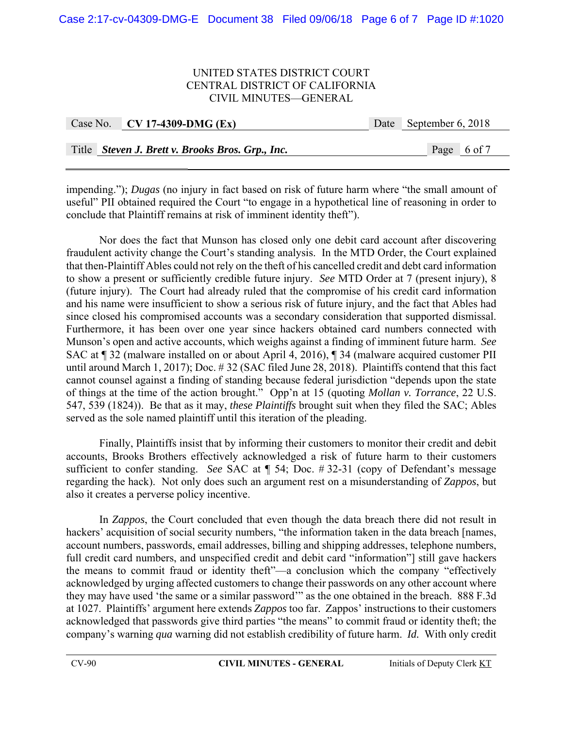impending."); *Dugas* (no injury in fact based on risk of future harm where "the small amount of useful" PII obtained required the Court "to engage in a hypothetical line of reasoning in order to conclude that Plaintiff remains at risk of imminent identity theft").

Nor does the fact that Munson has closed only one debit card account after discovering fraudulent activity change the Court's standing analysis. In the MTD Order, the Court explained that then-Plaintiff Ables could not rely on the theft of his cancelled credit and debt card information to show a present or sufficiently credible future injury. *See* MTD Order at 7 (present injury), 8 (future injury). The Court had already ruled that the compromise of his credit card information and his name were insufficient to show a serious risk of future injury, and the fact that Ables had since closed his compromised accounts was a secondary consideration that supported dismissal. Furthermore, it has been over one year since hackers obtained card numbers connected with Munson's open and active accounts, which weighs against a finding of imminent future harm. *See* SAC at ¶ 32 (malware installed on or about April 4, 2016), ¶ 34 (malware acquired customer PII until around March 1, 2017); Doc. # 32 (SAC filed June 28, 2018). Plaintiffs contend that this fact cannot counsel against a finding of standing because federal jurisdiction "depends upon the state of things at the time of the action brought." Opp'n at 15 (quoting *Mollan v. Torrance*, 22 U.S. 547, 539 (1824)). Be that as it may, *these Plaintiffs* brought suit when they filed the SAC; Ables served as the sole named plaintiff until this iteration of the pleading.

Finally, Plaintiffs insist that by informing their customers to monitor their credit and debit accounts, Brooks Brothers effectively acknowledged a risk of future harm to their customers sufficient to confer standing. *See* SAC at ¶ 54; Doc. # 32-31 (copy of Defendant's message regarding the hack). Not only does such an argument rest on a misunderstanding of *Zappos*, but also it creates a perverse policy incentive.

In *Zappos*, the Court concluded that even though the data breach there did not result in hackers' acquisition of social security numbers, "the information taken in the data breach [names, account numbers, passwords, email addresses, billing and shipping addresses, telephone numbers, full credit card numbers, and unspecified credit and debit card "information"] still gave hackers the means to commit fraud or identity theft"—a conclusion which the company "effectively acknowledged by urging affected customers to change their passwords on any other account where they may have used 'the same or a similar password'" as the one obtained in the breach. 888 F.3d at 1027. Plaintiffs' argument here extends *Zappos* too far. Zappos' instructions to their customers acknowledged that passwords give third parties "the means" to commit fraud or identity theft; the company's warning *qua* warning did not establish credibility of future harm. *Id.* With only credit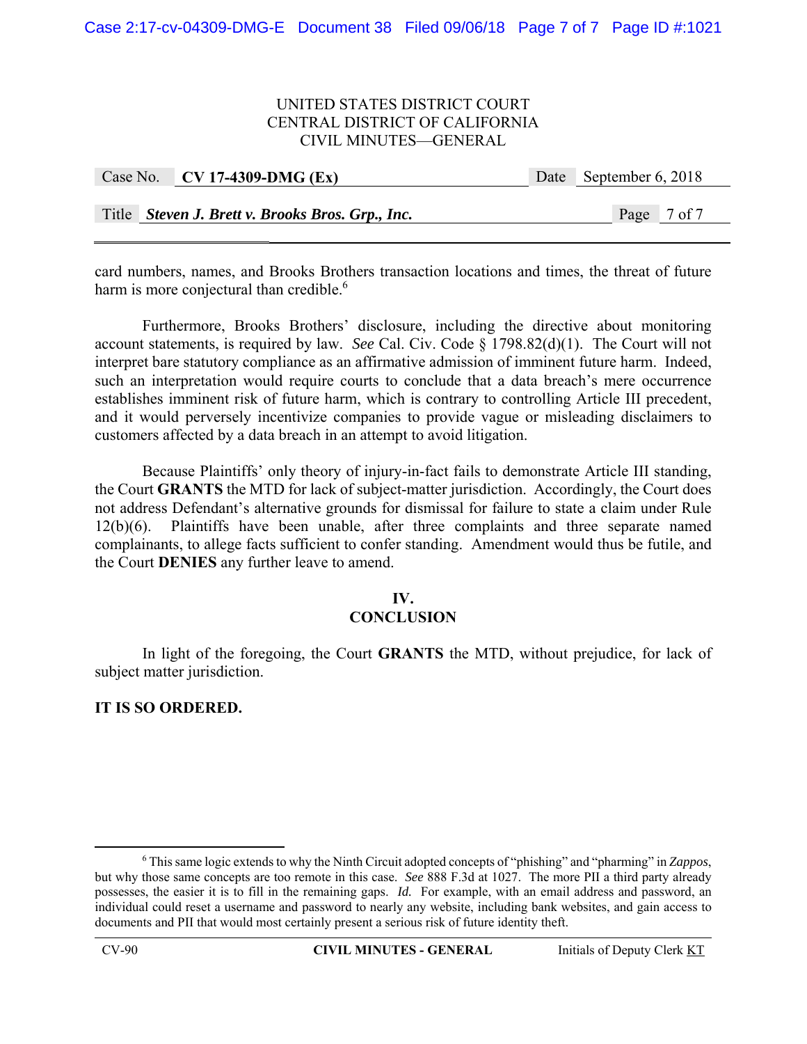card numbers, names, and Brooks Brothers transaction locations and times, the threat of future harm is more conjectural than credible.[6]

Furthermore, Brooks Brothers' disclosure, including the directive about monitoring account statements, is required by law. *See* Cal. Civ. Code § 1798.82(d)(1). The Court will not interpret bare statutory compliance as an affirmative admission of imminent future harm. Indeed, such an interpretation would require courts to conclude that a data breach's mere occurrence establishes imminent risk of future harm, which is contrary to controlling Article III precedent, and it would perversely incentivize companies to provide vague or misleading disclaimers to customers affected by a data breach in an attempt to avoid litigation.

Because Plaintiffs' only theory of injury-in-fact fails to demonstrate Article III standing, the Court **GRANTS** the MTD for lack of subject-matter jurisdiction. Accordingly, the Court does not address Defendant's alternative grounds for dismissal for failure to state a claim under Rule 12(b)(6). Plaintiffs have been unable, after three complaints and three separate named complainants, to allege facts sufficient to confer standing. Amendment would thus be futile, and the Court **DENIES** any further leave to amend.

## IV. CONCLUSION

In light of the foregoing, the Court **GRANTS** the MTD, without prejudice, for lack of subject matter jurisdiction.

**IT IS SO ORDERED.**

---

[6] This same logic extends to why the Ninth Circuit adopted concepts of "phishing" and "pharming" in *Zappos*, but why those same concepts are too remote in this case. *See* 888 F.3d at 1027. The more PII a third party already possesses, the easier it is to fill in the remaining gaps. *Id.* For example, with an email address and password, an individual could reset a username and password to nearly any website, including bank websites, and gain access to documents and PII that would most certainly present a serious risk of future identity theft.